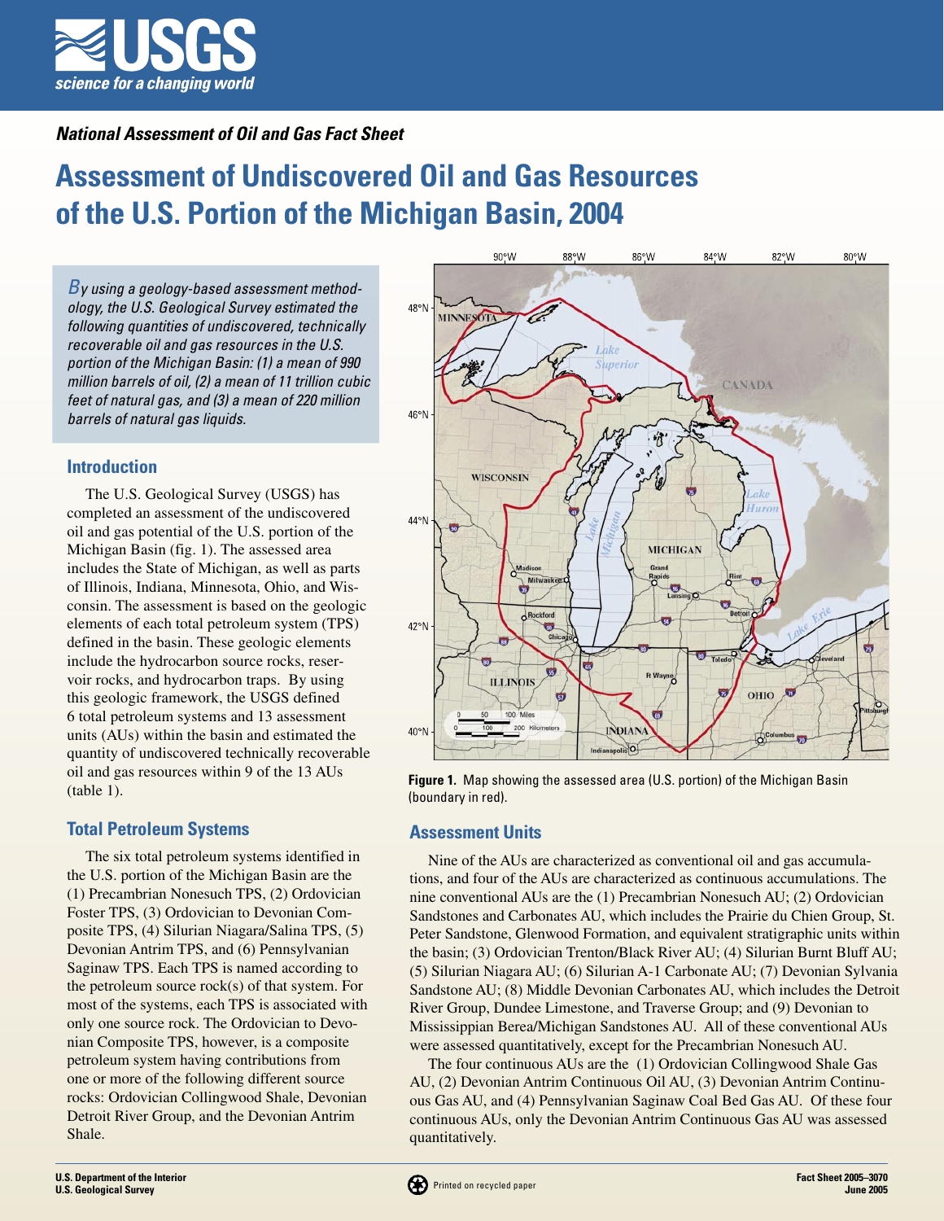*National Assessment of Oil and Gas Fact Sheet*

# Assessment of Undiscovered Oil and Gas Resources of the U.S. Portion of the Michigan Basin, 2004

*By using a geology-based assessment methodology, the U.S. Geological Survey estimated the following quantities of undiscovered, technically recoverable oil and gas resources in the U.S. portion of the Michigan Basin: (1) a mean of 990 million barrels of oil, (2) a mean of 11 trillion cubic feet of natural gas, and (3) a mean of 220 million barrels of natural gas liquids.*

## Introduction

The U.S. Geological Survey (USGS) has completed an assessment of the undiscovered oil and gas potential of the U.S. portion of the Michigan Basin (fig. 1). The assessed area includes the State of Michigan, as well as parts of Illinois, Indiana, Minnesota, Ohio, and Wisconsin. The assessment is based on the geologic elements of each total petroleum system (TPS) defined in the basin. These geologic elements include the hydrocarbon source rocks, reservoir rocks, and hydrocarbon traps. By using this geologic framework, the USGS defined 6 total petroleum systems and 13 assessment units (AUs) within the basin and estimated the quantity of undiscovered technically recoverable oil and gas resources within 9 of the 13 AUs (table 1).

## Total Petroleum Systems

The six total petroleum systems identified in the U.S. portion of the Michigan Basin are the (1) Precambrian Nonesuch TPS, (2) Ordovician Foster TPS, (3) Ordovician to Devonian Composite TPS, (4) Silurian Niagara/Salina TPS, (5) Devonian Antrim TPS, and (6) Pennsylvanian Saginaw TPS. Each TPS is named according to the petroleum source rock(s) of that system. For most of the systems, each TPS is associated with only one source rock. The Ordovician to Devonian Composite TPS, however, is a composite petroleum system having contributions from one or more of the following different source rocks: Ordovician Collingwood Shale, Devonian Detroit River Group, and the Devonian Antrim Shale.

**Figure 1.** Map showing the assessed area (U.S. portion) of the Michigan Basin (boundary in red).

## Assessment Units

Nine of the AUs are characterized as conventional oil and gas accumulations, and four of the AUs are characterized as continuous accumulations. The nine conventional AUs are the (1) Precambrian Nonesuch AU; (2) Ordovician Sandstones and Carbonates AU, which includes the Prairie du Chien Group, St. Peter Sandstone, Glenwood Formation, and equivalent stratigraphic units within the basin; (3) Ordovician Trenton/Black River AU; (4) Silurian Burnt Bluff AU; (5) Silurian Niagara AU; (6) Silurian A-1 Carbonate AU; (7) Devonian Sylvania Sandstone AU; (8) Middle Devonian Carbonates AU, which includes the Detroit River Group, Dundee Limestone, and Traverse Group; and (9) Devonian to Mississippian Berea/Michigan Sandstones AU. All of these conventional AUs were assessed quantitatively, except for the Precambrian Nonesuch AU.

The four continuous AUs are the (1) Ordovician Collingwood Shale Gas AU, (2) Devonian Antrim Continuous Oil AU, (3) Devonian Antrim Continuous Gas AU, and (4) Pennsylvanian Saginaw Coal Bed Gas AU. Of these four continuous AUs, only the Devonian Antrim Continuous Gas AU was assessed quantitatively.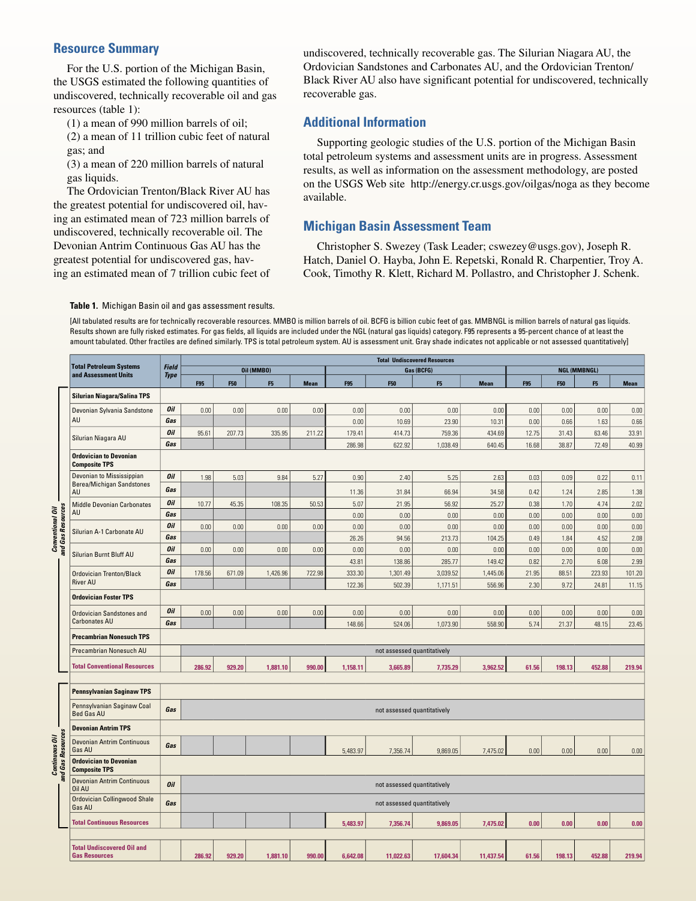## Resource Summary

For the U.S. portion of the Michigan Basin, the USGS estimated the following quantities of undiscovered, technically recoverable oil and gas resources (table 1):

(1) a mean of 990 million barrels of oil;

(2) a mean of 11 trillion cubic feet of natural gas; and

(3) a mean of 220 million barrels of natural gas liquids.

The Ordovician Trenton/Black River AU has the greatest potential for undiscovered oil, having an estimated mean of 723 million barrels of undiscovered, technically recoverable oil. The Devonian Antrim Continuous Gas AU has the greatest potential for undiscovered gas, having an estimated mean of 7 trillion cubic feet of undiscovered, technically recoverable gas. The Silurian Niagara AU, the Ordovician Sandstones and Carbonates AU, and the Ordovician Trenton/Black River AU also have significant potential for undiscovered, technically recoverable gas.

## Additional Information

Supporting geologic studies of the U.S. portion of the Michigan Basin total petroleum systems and assessment units are in progress. Assessment results, as well as information on the assessment methodology, are posted on the USGS Web site http://energy.cr.usgs.gov/oilgas/noga as they become available.

## Michigan Basin Assessment Team

Christopher S. Swezey (Task Leader; cswezey@usgs.gov), Joseph R. Hatch, Daniel O. Hayba, John E. Repetski, Ronald R. Charpentier, Troy A. Cook, Timothy R. Klett, Richard M. Pollastro, and Christopher J. Schenk.

**Table 1.** Michigan Basin oil and gas assessment results.

[All tabulated results are for technically recoverable resources. MMBO is million barrels of oil. BCFG is billion cubic feet of gas. MMBNGL is million barrels of natural gas liquids. Results shown are fully risked estimates. For gas fields, all liquids are included under the NGL (natural gas liquids) category. F95 represents a 95-percent chance of at least the amount tabulated. Other fractiles are defined similarly. TPS is total petroleum system. AU is assessment unit. Gray shade indicates not applicable or not assessed quantitatively]

| | Total Petroleum Systems and Assessment Units | Field Type | Total Undiscovered Resources | | | | | | | | | | | |
|---|---|---|---|---|---|---|---|---|---|---|---|---|---|---|
| | | | Oil (MMBO) | | | | Gas (BCFG) | | | | NGL (MMBNGL) | | | |
| | | | F95 | F50 | F5 | Mean | F95 | F50 | F5 | Mean | F95 | F50 | F5 | Mean |
| Conventional Oil and Gas Resources | **Silurian Niagara/Salina TPS** | | | | | | | | | | | | | |
| | Devonian Sylvania Sandstone AU | Oil | 0.00 | 0.00 | 0.00 | 0.00 | 0.00 | 0.00 | 0.00 | 0.00 | 0.00 | 0.00 | 0.00 | 0.00 |
| | | Gas | | | | | 0.00 | 10.69 | 23.90 | 10.31 | 0.00 | 0.66 | 1.63 | 0.66 |
| | Silurian Niagara AU | Oil | 95.61 | 207.73 | 335.95 | 211.22 | 179.41 | 414.73 | 759.36 | 434.69 | 12.75 | 31.43 | 63.46 | 33.91 |
| | | Gas | | | | | 286.98 | 622.92 | 1,038.49 | 640.45 | 16.68 | 38.87 | 72.49 | 40.99 |
| | **Ordovician to Devonian Composite TPS** | | | | | | | | | | | | | |
| | Devonian to Mississippian Berea/Michigan Sandstones AU | Oil | 1.98 | 5.03 | 9.84 | 5.27 | 0.90 | 2.40 | 5.25 | 2.63 | 0.03 | 0.09 | 0.22 | 0.11 |
| | | Gas | | | | | 11.36 | 31.84 | 66.94 | 34.58 | 0.42 | 1.24 | 2.85 | 1.38 |
| | Middle Devonian Carbonates AU | Oil | 10.77 | 45.35 | 108.35 | 50.53 | 5.07 | 21.95 | 56.92 | 25.27 | 0.38 | 1.70 | 4.74 | 2.02 |
| | | Gas | | | | | 0.00 | 0.00 | 0.00 | 0.00 | 0.00 | 0.00 | 0.00 | 0.00 |
| | Silurian A-1 Carbonate AU | Oil | 0.00 | 0.00 | 0.00 | 0.00 | 0.00 | 0.00 | 0.00 | 0.00 | 0.00 | 0.00 | 0.00 | 0.00 |
| | | Gas | | | | | 26.26 | 94.56 | 213.73 | 104.25 | 0.49 | 1.84 | 4.52 | 2.08 |
| | Silurian Burnt Bluff AU | Oil | 0.00 | 0.00 | 0.00 | 0.00 | 0.00 | 0.00 | 0.00 | 0.00 | 0.00 | 0.00 | 0.00 | 0.00 |
| | | Gas | | | | | 43.81 | 138.86 | 285.77 | 149.42 | 0.82 | 2.70 | 6.08 | 2.99 |
| | Ordovician Trenton/Black River AU | Oil | 178.56 | 671.09 | 1,426.96 | 722.98 | 333.30 | 1,301.49 | 3,039.52 | 1,445.06 | 21.95 | 88.51 | 223.93 | 101.20 |
| | | Gas | | | | | 122.36 | 502.39 | 1,171.51 | 556.96 | 2.30 | 9.72 | 24.81 | 11.15 |
| | **Ordovician Foster TPS** | | | | | | | | | | | | | |
| | Ordovician Sandstones and Carbonates AU | Oil | 0.00 | 0.00 | 0.00 | 0.00 | 0.00 | 0.00 | 0.00 | 0.00 | 0.00 | 0.00 | 0.00 | 0.00 |
| | | Gas | | | | | 148.66 | 524.06 | 1,073.90 | 558.90 | 5.74 | 21.37 | 48.15 | 23.45 |
| | **Precambrian Nonesuch TPS** | | | | | | | | | | | | | |
| | Precambrian Nonesuch AU | | not assessed quantitatively | | | | | | | | | | | |
| | **Total Conventional Resources** | | 286.92 | 929.20 | 1,881.10 | 990.00 | 1,158.11 | 3,665.89 | 7,735.29 | 3,962.52 | 61.56 | 198.13 | 452.88 | 219.94 |
| Continuous Oil and Gas Resources | **Pennsylvanian Saginaw TPS** | | | | | | | | | | | | | |
| | Pennsylvanian Saginaw Coal Bed Gas AU | Gas | not assessed quantitatively | | | | | | | | | | | |
| | **Devonian Antrim TPS** | | | | | | | | | | | | | |
| | Devonian Antrim Continuous Gas AU | Gas | | | | | 5,483.97 | 7,356.74 | 9,869.05 | 7,475.02 | 0.00 | 0.00 | 0.00 | 0.00 |
| | **Ordovician to Devonian Composite TPS** | | | | | | | | | | | | | |
| | Devonian Antrim Continuous Oil AU | Oil | not assessed quantitatively | | | | | | | | | | | |
| | Ordovician Collingwood Shale Gas AU | Gas | not assessed quantitatively | | | | | | | | | | | |
| | **Total Continuous Resources** | | | | | | 5,483.97 | 7,356.74 | 9,869.05 | 7,475.02 | 0.00 | 0.00 | 0.00 | 0.00 |
| | **Total Undiscovered Oil and Gas Resources** | | 286.92 | 929.20 | 1,881.10 | 990.00 | 6,642.08 | 11,022.63 | 17,604.34 | 11,437.54 | 61.56 | 198.13 | 452.88 | 219.94 |